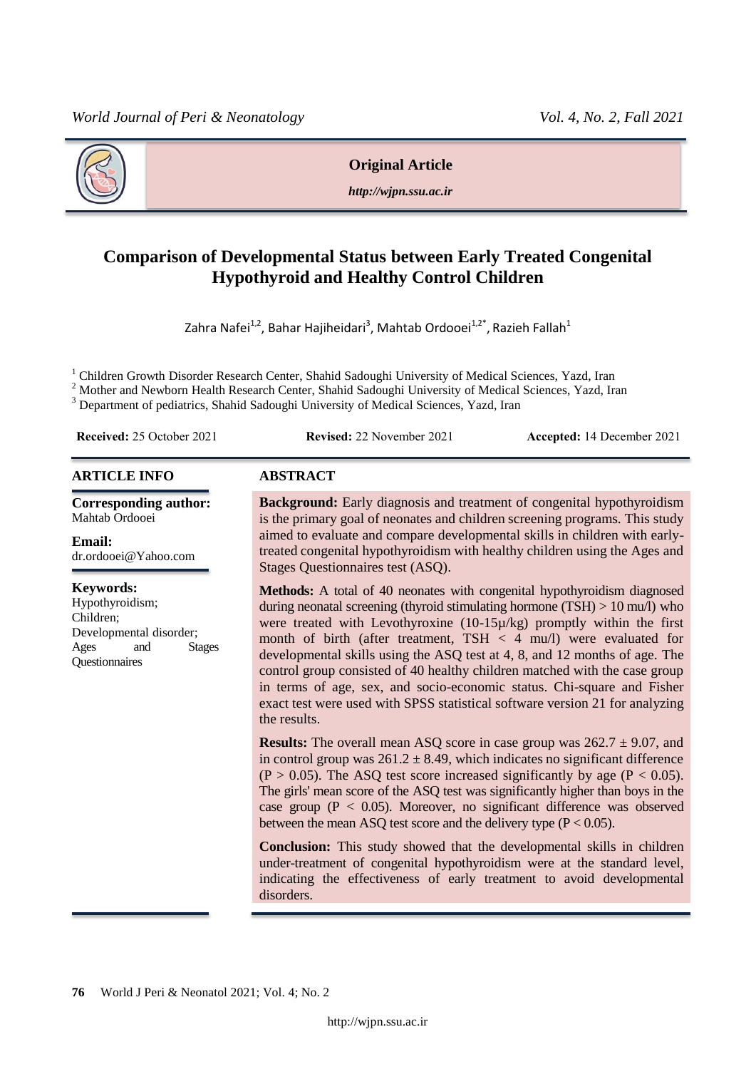**Original Article**

*http://wjpn.ssu.ac.ir*

# Comparison of Developmental Status between Early Treated Congenital Hypothyroid and Healthy Control Children

Zahra Nafei[1,2], Bahar Hajiheidari[3], Mahtab Ordooei[1,2*], Razieh Fallah[1]

[1] Children Growth Disorder Research Center, Shahid Sadoughi University of Medical Sciences, Yazd, Iran
[2] Mother and Newborn Health Research Center, Shahid Sadoughi University of Medical Sciences, Yazd, Iran
[3] Department of pediatrics, Shahid Sadoughi University of Medical Sciences, Yazd, Iran

**Received:** 25 October 2021 **Revised:** 22 November 2021 **Accepted:** 14 December 2021

## ARTICLE INFO

**Corresponding author:**
Mahtab Ordooei

**Email:**
dr.ordooei@Yahoo.com

**Keywords:**
Hypothyroidism;
Children;
Developmental disorder;
Ages and Stages Questionnaires

## ABSTRACT

**Background:** Early diagnosis and treatment of congenital hypothyroidism is the primary goal of neonates and children screening programs. This study aimed to evaluate and compare developmental skills in children with early-treated congenital hypothyroidism with healthy children using the Ages and Stages Questionnaires test (ASQ).

**Methods:** A total of 40 neonates with congenital hypothyroidism diagnosed during neonatal screening (thyroid stimulating hormone (TSH) > 10 mu/l) who were treated with Levothyroxine (10-15µ/kg) promptly within the first month of birth (after treatment, TSH < 4 mu/l) were evaluated for developmental skills using the ASQ test at 4, 8, and 12 months of age. The control group consisted of 40 healthy children matched with the case group in terms of age, sex, and socio-economic status. Chi-square and Fisher exact test were used with SPSS statistical software version 21 for analyzing the results.

**Results:** The overall mean ASQ score in case group was 262.7 ± 9.07, and in control group was 261.2 ± 8.49, which indicates no significant difference ($P > 0.05$). The ASQ test score increased significantly by age ($P < 0.05$). The girls' mean score of the ASQ test was significantly higher than boys in the case group ($P < 0.05$). Moreover, no significant difference was observed between the mean ASQ test score and the delivery type ($P < 0.05$).

**Conclusion:** This study showed that the developmental skills in children under-treatment of congenital hypothyroidism were at the standard level, indicating the effectiveness of early treatment to avoid developmental disorders.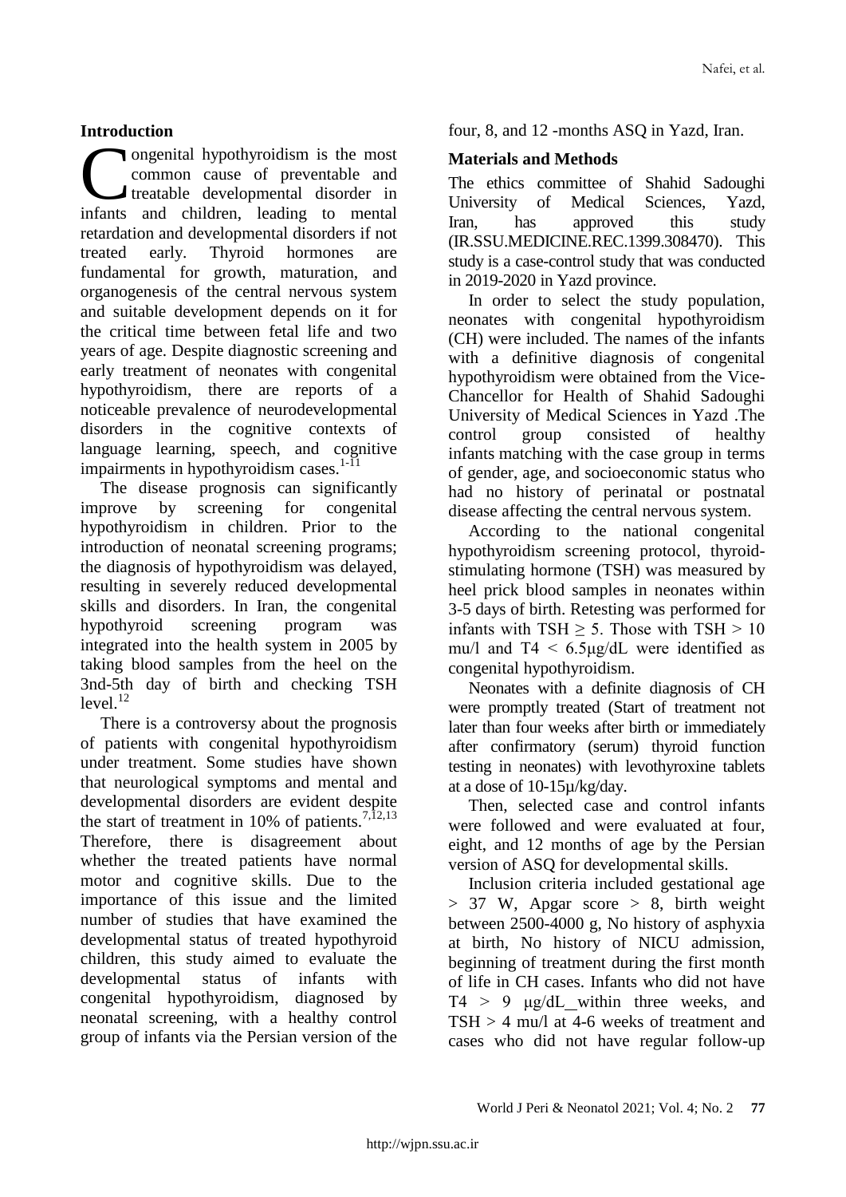## Introduction

Congenital hypothyroidism is the most common cause of preventable and treatable developmental disorder in infants and children, leading to mental retardation and developmental disorders if not treated early. Thyroid hormones are fundamental for growth, maturation, and organogenesis of the central nervous system and suitable development depends on it for the critical time between fetal life and two years of age. Despite diagnostic screening and early treatment of neonates with congenital hypothyroidism, there are reports of a noticeable prevalence of neurodevelopmental disorders in the cognitive contexts of language learning, speech, and cognitive impairments in hypothyroidism cases.[1-11]

The disease prognosis can significantly improve by screening for congenital hypothyroidism in children. Prior to the introduction of neonatal screening programs; the diagnosis of hypothyroidism was delayed, resulting in severely reduced developmental skills and disorders. In Iran, the congenital hypothyroid screening program was integrated into the health system in 2005 by taking blood samples from the heel on the 3nd-5th day of birth and checking TSH level.[12]

There is a controversy about the prognosis of patients with congenital hypothyroidism under treatment. Some studies have shown that neurological symptoms and mental and developmental disorders are evident despite the start of treatment in 10% of patients.[7,12,13] Therefore, there is disagreement about whether the treated patients have normal motor and cognitive skills. Due to the importance of this issue and the limited number of studies that have examined the developmental status of treated hypothyroid children, this study aimed to evaluate the developmental status of infants with congenital hypothyroidism, diagnosed by neonatal screening, with a healthy control group of infants via the Persian version of the four, 8, and 12 -months ASQ in Yazd, Iran.

## Materials and Methods

The ethics committee of Shahid Sadoughi University of Medical Sciences, Yazd, Iran, has approved this study (IR.SSU.MEDICINE.REC.1399.308470). This study is a case-control study that was conducted in 2019-2020 in Yazd province.

In order to select the study population, neonates with congenital hypothyroidism (CH) were included. The names of the infants with a definitive diagnosis of congenital hypothyroidism were obtained from the Vice-Chancellor for Health of Shahid Sadoughi University of Medical Sciences in Yazd .The control group consisted of healthy infants matching with the case group in terms of gender, age, and socioeconomic status who had no history of perinatal or postnatal disease affecting the central nervous system.

According to the national congenital hypothyroidism screening protocol, thyroid-stimulating hormone (TSH) was measured by heel prick blood samples in neonates within 3-5 days of birth. Retesting was performed for infants with TSH $\geq 5$. Those with TSH $> 10$ mu/l and T4 $< 6.5$μg/dL were identified as congenital hypothyroidism.

Neonates with a definite diagnosis of CH were promptly treated (Start of treatment not later than four weeks after birth or immediately after confirmatory (serum) thyroid function testing in neonates) with levothyroxine tablets at a dose of 10-15μ/kg/day.

Then, selected case and control infants were followed and were evaluated at four, eight, and 12 months of age by the Persian version of ASQ for developmental skills.

Inclusion criteria included gestational age $> 37$ W, Apgar score $> 8$, birth weight between 2500-4000 g, No history of asphyxia at birth, No history of NICU admission, beginning of treatment during the first month of life in CH cases. Infants who did not have T4 $> 9$ μg/dL within three weeks, and TSH $> 4$ mu/l at 4-6 weeks of treatment and cases who did not have regular follow-up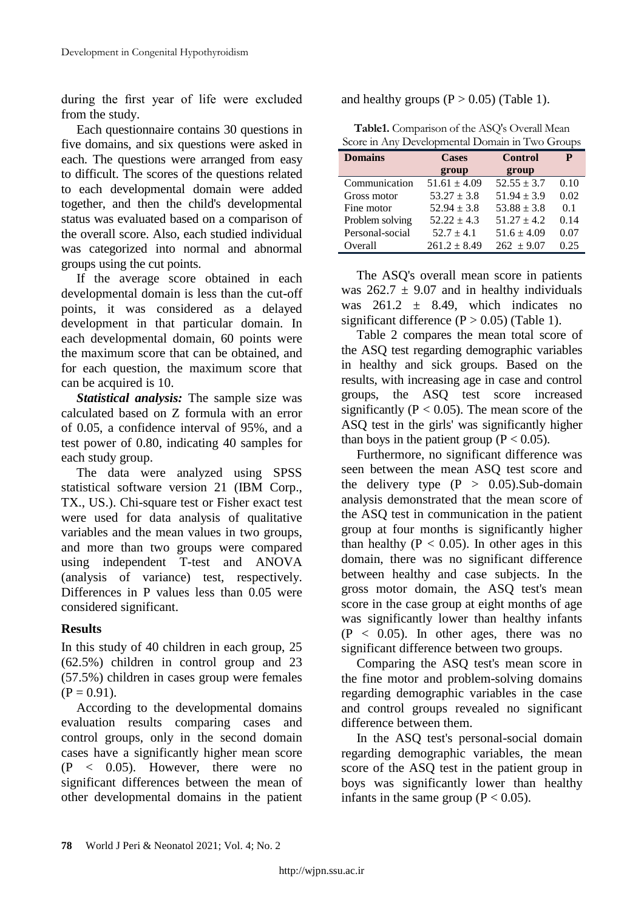during the first year of life were excluded from the study.

Each questionnaire contains 30 questions in five domains, and six questions were asked in each. The questions were arranged from easy to difficult. The scores of the questions related to each developmental domain were added together, and then the child's developmental status was evaluated based on a comparison of the overall score. Also, each studied individual was categorized into normal and abnormal groups using the cut points.

If the average score obtained in each developmental domain is less than the cut-off points, it was considered as a delayed development in that particular domain. In each developmental domain, 60 points were the maximum score that can be obtained, and for each question, the maximum score that can be acquired is 10.

***Statistical analysis:*** The sample size was calculated based on Z formula with an error of 0.05, a confidence interval of 95%, and a test power of 0.80, indicating 40 samples for each study group.

The data were analyzed using SPSS statistical software version 21 (IBM Corp., TX., US.). Chi-square test or Fisher exact test were used for data analysis of qualitative variables and the mean values in two groups, and more than two groups were compared using independent T-test and ANOVA (analysis of variance) test, respectively. Differences in P values less than 0.05 were considered significant.

## Results

In this study of 40 children in each group, 25 (62.5%) children in control group and 23 (57.5%) children in cases group were females ($P = 0.91$).

According to the developmental domains evaluation results comparing cases and control groups, only in the second domain cases have a significantly higher mean score ($P < 0.05$). However, there were no significant differences between the mean of other developmental domains in the patient and healthy groups ($P > 0.05$) (Table 1).

**Table1.** Comparison of the ASQ's Overall Mean Score in Any Developmental Domain in Two Groups

| Domains | Cases group | Control group | P |
|---|---|---|---|
| Communication | $51.61 \pm 4.09$ | $52.55 \pm 3.7$ | 0.10 |
| Gross motor | $53.27 \pm 3.8$ | $51.94 \pm 3.9$ | 0.02 |
| Fine motor | $52.94 \pm 3.8$ | $53.88 \pm 3.8$ | 0.1 |
| Problem solving | $52.22 \pm 4.3$ | $51.27 \pm 4.2$ | 0.14 |
| Personal-social | $52.7 \pm 4.1$ | $51.6 \pm 4.09$ | 0.07 |
| Overall | $261.2 \pm 8.49$ | $262 \pm 9.07$ | 0.25 |

The ASQ's overall mean score in patients was $262.7 \pm 9.07$ and in healthy individuals was $261.2 \pm 8.49$, which indicates no significant difference ($P > 0.05$) (Table 1).

Table 2 compares the mean total score of the ASQ test regarding demographic variables in healthy and sick groups. Based on the results, with increasing age in case and control groups, the ASQ test score increased significantly ($P < 0.05$). The mean score of the ASQ test in the girls' was significantly higher than boys in the patient group ($P < 0.05$).

Furthermore, no significant difference was seen between the mean ASQ test score and the delivery type ($P > 0.05$).Sub-domain analysis demonstrated that the mean score of the ASQ test in communication in the patient group at four months is significantly higher than healthy ($P < 0.05$). In other ages in this domain, there was no significant difference between healthy and case subjects. In the gross motor domain, the ASQ test's mean score in the case group at eight months of age was significantly lower than healthy infants ($P < 0.05$). In other ages, there was no significant difference between two groups.

Comparing the ASQ test's mean score in the fine motor and problem-solving domains regarding demographic variables in the case and control groups revealed no significant difference between them.

In the ASQ test's personal-social domain regarding demographic variables, the mean score of the ASQ test in the patient group in boys was significantly lower than healthy infants in the same group ($P < 0.05$).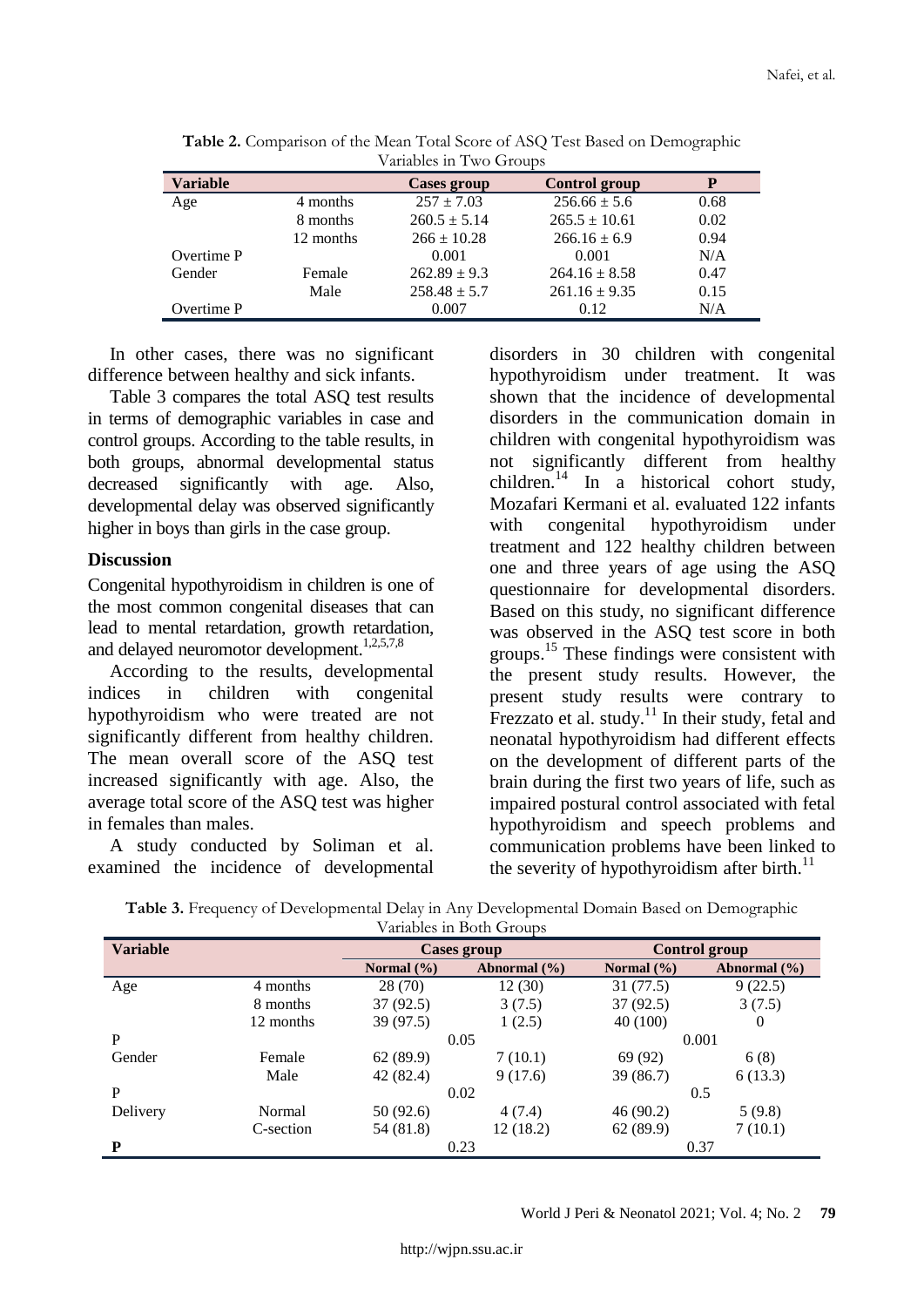**Table 2.** Comparison of the Mean Total Score of ASQ Test Based on Demographic Variables in Two Groups

| Variable | | Cases group | Control group | P |
|---|---|---|---|---|
| Age | 4 months | 257 ± 7.03 | 256.66 ± 5.6 | 0.68 |
| | 8 months | 260.5 ± 5.14 | 265.5 ± 10.61 | 0.02 |
| | 12 months | 266 ± 10.28 | 266.16 ± 6.9 | 0.94 |
| Overtime P | | 0.001 | 0.001 | N/A |
| Gender | Female | 262.89 ± 9.3 | 264.16 ± 8.58 | 0.47 |
| | Male | 258.48 ± 5.7 | 261.16 ± 9.35 | 0.15 |
| Overtime P | | 0.007 | 0.12 | N/A |

In other cases, there was no significant difference between healthy and sick infants.

Table 3 compares the total ASQ test results in terms of demographic variables in case and control groups. According to the table results, in both groups, abnormal developmental status decreased significantly with age. Also, developmental delay was observed significantly higher in boys than girls in the case group.

## Discussion

Congenital hypothyroidism in children is one of the most common congenital diseases that can lead to mental retardation, growth retardation, and delayed neuromotor development.[1,2,5,7,8]

According to the results, developmental indices in children with congenital hypothyroidism who were treated are not significantly different from healthy children. The mean overall score of the ASQ test increased significantly with age. Also, the average total score of the ASQ test was higher in females than males.

A study conducted by Soliman et al. examined the incidence of developmental disorders in 30 children with congenital hypothyroidism under treatment. It was shown that the incidence of developmental disorders in the communication domain in children with congenital hypothyroidism was not significantly different from healthy children.[14] In a historical cohort study, Mozafari Kermani et al. evaluated 122 infants with congenital hypothyroidism under treatment and 122 healthy children between one and three years of age using the ASQ questionnaire for developmental disorders. Based on this study, no significant difference was observed in the ASQ test score in both groups.[15] These findings were consistent with the present study results. However, the present study results were contrary to Frezzato et al. study.[11] In their study, fetal and neonatal hypothyroidism had different effects on the development of different parts of the brain during the first two years of life, such as impaired postural control associated with fetal hypothyroidism and speech problems and communication problems have been linked to the severity of hypothyroidism after birth.[11]

**Table 3.** Frequency of Developmental Delay in Any Developmental Domain Based on Demographic Variables in Both Groups

| Variable | | Cases group | | Control group | |
|---|---|---|---|---|---|
| | | Normal (%) | Abnormal (%) | Normal (%) | Abnormal (%) |
| Age | 4 months | 28 (70) | 12 (30) | 31 (77.5) | 9 (22.5) |
| | 8 months | 37 (92.5) | 3 (7.5) | 37 (92.5) | 3 (7.5) |
| | 12 months | 39 (97.5) | 1 (2.5) | 40 (100) | 0 |
| P | | 0.05 | | 0.001 | |
| Gender | Female | 62 (89.9) | 7 (10.1) | 69 (92) | 6 (8) |
| | Male | 42 (82.4) | 9 (17.6) | 39 (86.7) | 6 (13.3) |
| P | | 0.02 | | 0.5 | |
| Delivery | Normal | 50 (92.6) | 4 (7.4) | 46 (90.2) | 5 (9.8) |
| | C-section | 54 (81.8) | 12 (18.2) | 62 (89.9) | 7 (10.1) |
| **P** | | 0.23 | | 0.37 | |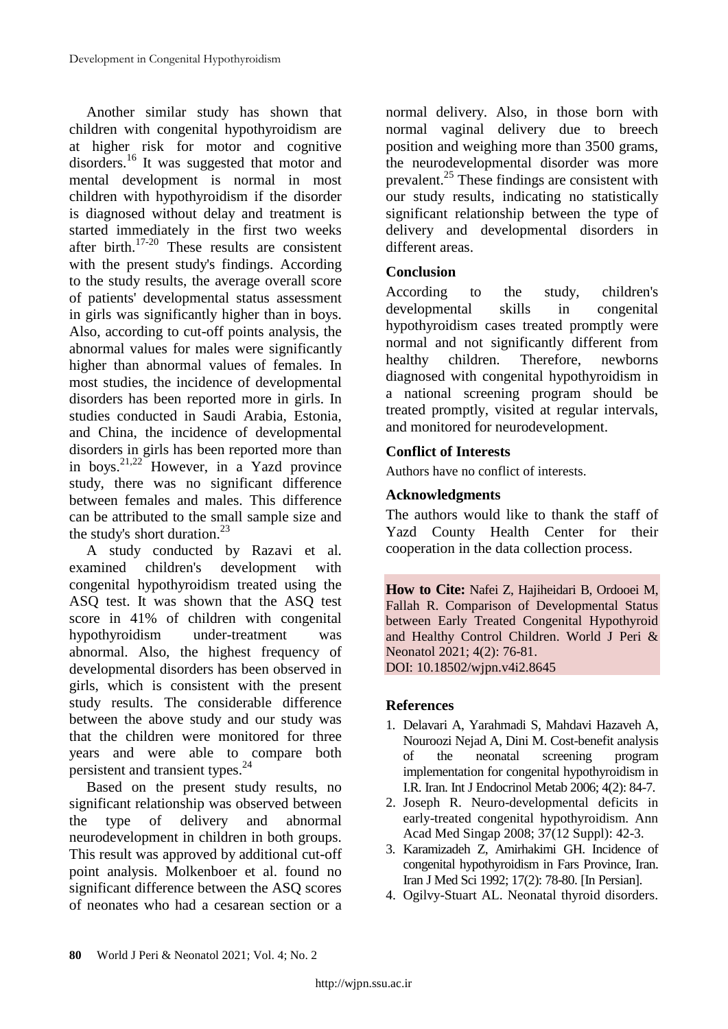Another similar study has shown that children with congenital hypothyroidism are at higher risk for motor and cognitive disorders.[16] It was suggested that motor and mental development is normal in most children with hypothyroidism if the disorder is diagnosed without delay and treatment is started immediately in the first two weeks after birth.[17-20] These results are consistent with the present study's findings. According to the study results, the average overall score of patients' developmental status assessment in girls was significantly higher than in boys. Also, according to cut-off points analysis, the abnormal values for males were significantly higher than abnormal values of females. In most studies, the incidence of developmental disorders has been reported more in girls. In studies conducted in Saudi Arabia, Estonia, and China, the incidence of developmental disorders in girls has been reported more than in boys.[21,22] However, in a Yazd province study, there was no significant difference between females and males. This difference can be attributed to the small sample size and the study's short duration.[23]

A study conducted by Razavi et al. examined children's development with congenital hypothyroidism treated using the ASQ test. It was shown that the ASQ test score in 41% of children with congenital hypothyroidism under-treatment was abnormal. Also, the highest frequency of developmental disorders has been observed in girls, which is consistent with the present study results. The considerable difference between the above study and our study was that the children were monitored for three years and were able to compare both persistent and transient types.[24]

Based on the present study results, no significant relationship was observed between the type of delivery and abnormal neurodevelopment in children in both groups. This result was approved by additional cut-off point analysis. Molkenboer et al. found no significant difference between the ASQ scores of neonates who had a cesarean section or a normal delivery. Also, in those born with normal vaginal delivery due to breech position and weighing more than 3500 grams, the neurodevelopmental disorder was more prevalent.[25] These findings are consistent with our study results, indicating no statistically significant relationship between the type of delivery and developmental disorders in different areas.

## Conclusion

According to the study, children's developmental skills in congenital hypothyroidism cases treated promptly were normal and not significantly different from healthy children. Therefore, newborns diagnosed with congenital hypothyroidism in a national screening program should be treated promptly, visited at regular intervals, and monitored for neurodevelopment.

## Conflict of Interests

Authors have no conflict of interests.

## Acknowledgments

The authors would like to thank the staff of Yazd County Health Center for their cooperation in the data collection process.

**How to Cite:** Nafei Z, Hajiheidari B, Ordooei M, Fallah R. Comparison of Developmental Status between Early Treated Congenital Hypothyroid and Healthy Control Children. World J Peri & Neonatol 2021; 4(2): 76-81.
DOI: 10.18502/wjpn.v4i2.8645

## References

1. Delavari A, Yarahmadi S, Mahdavi Hazaveh A, Nouroozi Nejad A, Dini M. Cost-benefit analysis of the neonatal screening program implementation for congenital hypothyroidism in I.R. Iran. Int J Endocrinol Metab 2006; 4(2): 84-7.
2. Joseph R. Neuro-developmental deficits in early-treated congenital hypothyroidism. Ann Acad Med Singap 2008; 37(12 Suppl): 42-3.
3. Karamizadeh Z, Amirhakimi GH. Incidence of congenital hypothyroidism in Fars Province, Iran. Iran J Med Sci 1992; 17(2): 78-80. [In Persian].
4. Ogilvy-Stuart AL. Neonatal thyroid disorders.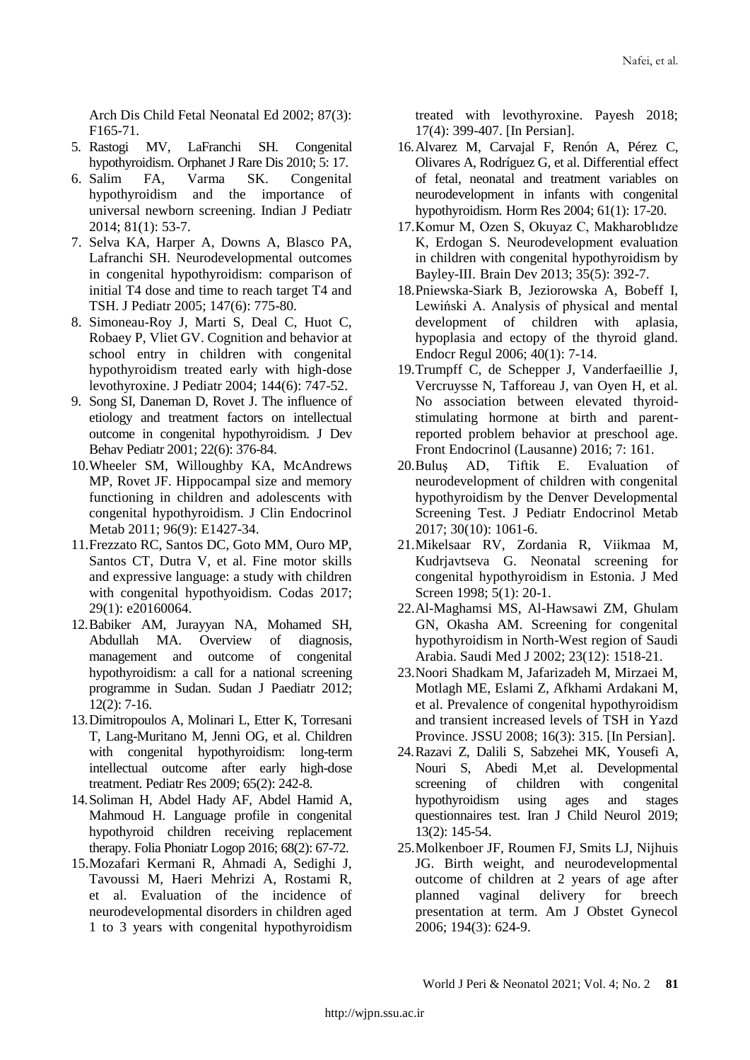Arch Dis Child Fetal Neonatal Ed 2002; 87(3): F165-71.

5. Rastogi MV, LaFranchi SH. Congenital hypothyroidism. Orphanet J Rare Dis 2010; 5: 17.
6. Salim FA, Varma SK. Congenital hypothyroidism and the importance of universal newborn screening. Indian J Pediatr 2014; 81(1): 53-7.
7. Selva KA, Harper A, Downs A, Blasco PA, Lafranchi SH. Neurodevelopmental outcomes in congenital hypothyroidism: comparison of initial T4 dose and time to reach target T4 and TSH. J Pediatr 2005; 147(6): 775-80.
8. Simoneau-Roy J, Marti S, Deal C, Huot C, Robaey P, Vliet GV. Cognition and behavior at school entry in children with congenital hypothyroidism treated early with high-dose levothyroxine. J Pediatr 2004; 144(6): 747-52.
9. Song SI, Daneman D, Rovet J. The influence of etiology and treatment factors on intellectual outcome in congenital hypothyroidism. J Dev Behav Pediatr 2001; 22(6): 376-84.
10. Wheeler SM, Willoughby KA, McAndrews MP, Rovet JF. Hippocampal size and memory functioning in children and adolescents with congenital hypothyroidism. J Clin Endocrinol Metab 2011; 96(9): E1427-34.
11. Frezzato RC, Santos DC, Goto MM, Ouro MP, Santos CT, Dutra V, et al. Fine motor skills and expressive language: a study with children with congenital hypothyoidism. Codas 2017; 29(1): e20160064.
12. Babiker AM, Jurayyan NA, Mohamed SH, Abdullah MA. Overview of diagnosis, management and outcome of congenital hypothyroidism: a call for a national screening programme in Sudan. Sudan J Paediatr 2012; 12(2): 7-16.
13. Dimitropoulos A, Molinari L, Etter K, Torresani T, Lang-Muritano M, Jenni OG, et al. Children with congenital hypothyroidism: long-term intellectual outcome after early high-dose treatment. Pediatr Res 2009; 65(2): 242-8.
14. Soliman H, Abdel Hady AF, Abdel Hamid A, Mahmoud H. Language profile in congenital hypothyroid children receiving replacement therapy. Folia Phoniatr Logop 2016; 68(2): 67-72.
15. Mozafari Kermani R, Ahmadi A, Sedighi J, Tavoussi M, Haeri Mehrizi A, Rostami R, et al. Evaluation of the incidence of neurodevelopmental disorders in children aged 1 to 3 years with congenital hypothyroidism treated with levothyroxine. Payesh 2018; 17(4): 399-407. [In Persian].
16. Alvarez M, Carvajal F, Renón A, Pérez C, Olivares A, Rodríguez G, et al. Differential effect of fetal, neonatal and treatment variables on neurodevelopment in infants with congenital hypothyroidism. Horm Res 2004; 61(1): 17-20.
17. Komur M, Ozen S, Okuyaz C, Makharoblıdze K, Erdogan S. Neurodevelopment evaluation in children with congenital hypothyroidism by Bayley-III. Brain Dev 2013; 35(5): 392-7.
18. Pniewska-Siark B, Jeziorowska A, Bobeff I, Lewiński A. Analysis of physical and mental development of children with aplasia, hypoplasia and ectopy of the thyroid gland. Endocr Regul 2006; 40(1): 7-14.
19. Trumpff C, de Schepper J, Vanderfaeillie J, Vercruysse N, Tafforeau J, van Oyen H, et al. No association between elevated thyroid-stimulating hormone at birth and parent-reported problem behavior at preschool age. Front Endocrinol (Lausanne) 2016; 7: 161.
20. Buluş AD, Tiftik E. Evaluation of neurodevelopment of children with congenital hypothyroidism by the Denver Developmental Screening Test. J Pediatr Endocrinol Metab 2017; 30(10): 1061-6.
21. Mikelsaar RV, Zordania R, Viikmaa M, Kudrjavtseva G. Neonatal screening for congenital hypothyroidism in Estonia. J Med Screen 1998; 5(1): 20-1.
22. Al-Maghamsi MS, Al-Hawsawi ZM, Ghulam GN, Okasha AM. Screening for congenital hypothyroidism in North-West region of Saudi Arabia. Saudi Med J 2002; 23(12): 1518-21.
23. Noori Shadkam M, Jafarizadeh M, Mirzaei M, Motlagh ME, Eslami Z, Afkhami Ardakani M, et al. Prevalence of congenital hypothyroidism and transient increased levels of TSH in Yazd Province. JSSU 2008; 16(3): 315. [In Persian].
24. Razavi Z, Dalili S, Sabzehei MK, Yousefi A, Nouri S, Abedi M,et al. Developmental screening of children with congenital hypothyroidism using ages and stages questionnaires test. Iran J Child Neurol 2019; 13(2): 145-54.
25. Molkenboer JF, Roumen FJ, Smits LJ, Nijhuis JG. Birth weight, and neurodevelopmental outcome of children at 2 years of age after planned vaginal delivery for breech presentation at term. Am J Obstet Gynecol 2006; 194(3): 624-9.